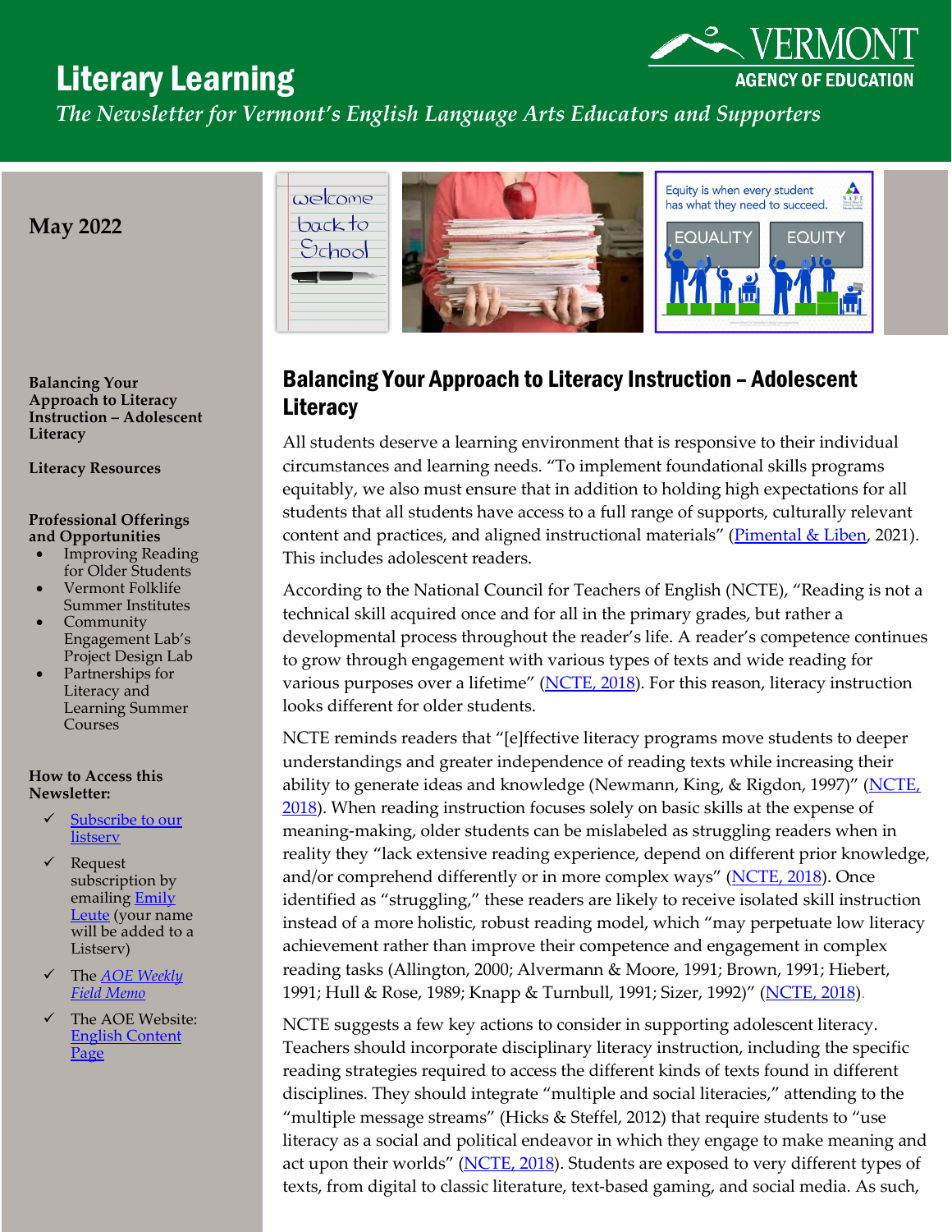# Literary Learning

*The Newsletter for Vermont's English Language Arts Educators and Supporters*

VERMONT AGENCY OF EDUCATION

**May 2022**

**Balancing Your Approach to Literacy Instruction – Adolescent Literacy**

**Literacy Resources**

**Professional Offerings and Opportunities**

- Improving Reading for Older Students
- Vermont Folklife Summer Institutes
- Community Engagement Lab's Project Design Lab
- Partnerships for Literacy and Learning Summer Courses

**How to Access this Newsletter:**

- ✓ Subscribe to our listserv
- ✓ Request subscription by emailing Emily Leute (your name will be added to a Listserv)
- ✓ The *AOE Weekly Field Memo*
- ✓ The AOE Website: English Content Page

## Balancing Your Approach to Literacy Instruction – Adolescent Literacy

All students deserve a learning environment that is responsive to their individual circumstances and learning needs. "To implement foundational skills programs equitably, we also must ensure that in addition to holding high expectations for all students that all students have access to a full range of supports, culturally relevant content and practices, and aligned instructional materials" (Pimental & Liben, 2021). This includes adolescent readers.

According to the National Council for Teachers of English (NCTE), "Reading is not a technical skill acquired once and for all in the primary grades, but rather a developmental process throughout the reader's life. A reader's competence continues to grow through engagement with various types of texts and wide reading for various purposes over a lifetime" (NCTE, 2018). For this reason, literacy instruction looks different for older students.

NCTE reminds readers that "[e]ffective literacy programs move students to deeper understandings and greater independence of reading texts while increasing their ability to generate ideas and knowledge (Newmann, King, & Rigdon, 1997)" (NCTE, 2018). When reading instruction focuses solely on basic skills at the expense of meaning-making, older students can be mislabeled as struggling readers when in reality they "lack extensive reading experience, depend on different prior knowledge, and/or comprehend differently or in more complex ways" (NCTE, 2018). Once identified as "struggling," these readers are likely to receive isolated skill instruction instead of a more holistic, robust reading model, which "may perpetuate low literacy achievement rather than improve their competence and engagement in complex reading tasks (Allington, 2000; Alvermann & Moore, 1991; Brown, 1991; Hiebert, 1991; Hull & Rose, 1989; Knapp & Turnbull, 1991; Sizer, 1992)" (NCTE, 2018).

NCTE suggests a few key actions to consider in supporting adolescent literacy. Teachers should incorporate disciplinary literacy instruction, including the specific reading strategies required to access the different kinds of texts found in different disciplines. They should integrate "multiple and social literacies," attending to the "multiple message streams" (Hicks & Steffel, 2012) that require students to "use literacy as a social and political endeavor in which they engage to make meaning and act upon their worlds" (NCTE, 2018). Students are exposed to very different types of texts, from digital to classic literature, text-based gaming, and social media. As such,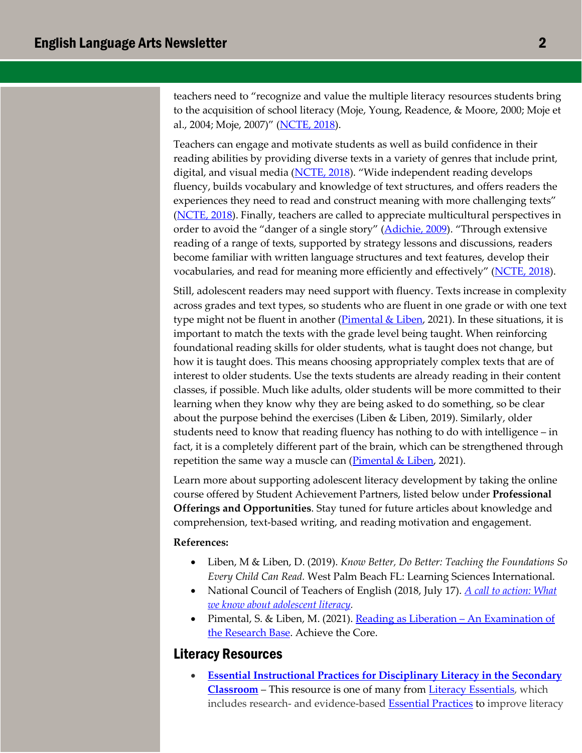teachers need to "recognize and value the multiple literacy resources students bring to the acquisition of school literacy (Moje, Young, Readence, & Moore, 2000; Moje et al., 2004; Moje, 2007)" ([NCTE, 2018]()).

Teachers can engage and motivate students as well as build confidence in their reading abilities by providing diverse texts in a variety of genres that include print, digital, and visual media ([NCTE, 2018]()). "Wide independent reading develops fluency, builds vocabulary and knowledge of text structures, and offers readers the experiences they need to read and construct meaning with more challenging texts" ([NCTE, 2018]()). Finally, teachers are called to appreciate multicultural perspectives in order to avoid the "danger of a single story" ([Adichie, 2009]()). "Through extensive reading of a range of texts, supported by strategy lessons and discussions, readers become familiar with written language structures and text features, develop their vocabularies, and read for meaning more efficiently and effectively" ([NCTE, 2018]()).

Still, adolescent readers may need support with fluency. Texts increase in complexity across grades and text types, so students who are fluent in one grade or with one text type might not be fluent in another ([Pimental & Liben](), 2021). In these situations, it is important to match the texts with the grade level being taught. When reinforcing foundational reading skills for older students, what is taught does not change, but how it is taught does. This means choosing appropriately complex texts that are of interest to older students. Use the texts students are already reading in their content classes, if possible. Much like adults, older students will be more committed to their learning when they know why they are being asked to do something, so be clear about the purpose behind the exercises (Liben & Liben, 2019). Similarly, older students need to know that reading fluency has nothing to do with intelligence – in fact, it is a completely different part of the brain, which can be strengthened through repetition the same way a muscle can ([Pimental & Liben](), 2021).

Learn more about supporting adolescent literacy development by taking the online course offered by Student Achievement Partners, listed below under **Professional Offerings and Opportunities**. Stay tuned for future articles about knowledge and comprehension, text-based writing, and reading motivation and engagement.

**References:**

- Liben, M & Liben, D. (2019). *Know Better, Do Better: Teaching the Foundations So Every Child Can Read.* West Palm Beach FL: Learning Sciences International.
- National Council of Teachers of English (2018, July 17). *[A call to action: What we know about adolescent literacy]().*
- Pimental, S. & Liben, M. (2021). [Reading as Liberation – An Examination of the Research Base](). Achieve the Core.

## Literacy Resources

- **[Essential Instructional Practices for Disciplinary Literacy in the Secondary Classroom]()** – This resource is one of many from [Literacy Essentials](), which includes research- and evidence-based [Essential Practices]() to improve literacy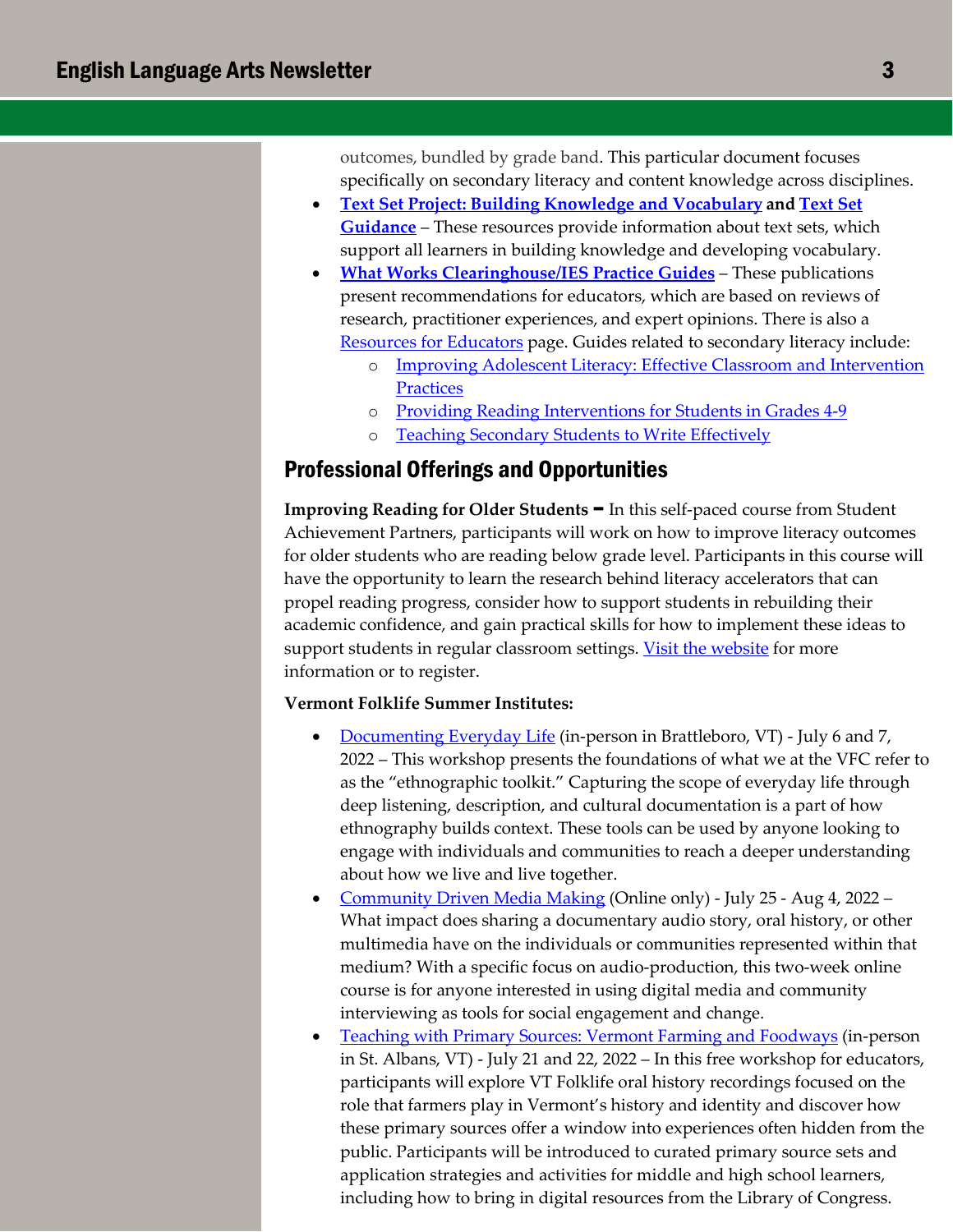outcomes, bundled by grade band. This particular document focuses specifically on secondary literacy and content knowledge across disciplines.

- **Text Set Project: Building Knowledge and Vocabulary** and **Text Set Guidance** – These resources provide information about text sets, which support all learners in building knowledge and developing vocabulary.
- **What Works Clearinghouse/IES Practice Guides** – These publications present recommendations for educators, which are based on reviews of research, practitioner experiences, and expert opinions. There is also a Resources for Educators page. Guides related to secondary literacy include:
  - Improving Adolescent Literacy: Effective Classroom and Intervention Practices
  - Providing Reading Interventions for Students in Grades 4-9
  - Teaching Secondary Students to Write Effectively

## Professional Offerings and Opportunities

**Improving Reading for Older Students –** In this self-paced course from Student Achievement Partners, participants will work on how to improve literacy outcomes for older students who are reading below grade level. Participants in this course will have the opportunity to learn the research behind literacy accelerators that can propel reading progress, consider how to support students in rebuilding their academic confidence, and gain practical skills for how to implement these ideas to support students in regular classroom settings. Visit the website for more information or to register.

**Vermont Folklife Summer Institutes:**

- Documenting Everyday Life (in-person in Brattleboro, VT) - July 6 and 7, 2022 – This workshop presents the foundations of what we at the VFC refer to as the "ethnographic toolkit." Capturing the scope of everyday life through deep listening, description, and cultural documentation is a part of how ethnography builds context. These tools can be used by anyone looking to engage with individuals and communities to reach a deeper understanding about how we live and live together.
- Community Driven Media Making (Online only) - July 25 - Aug 4, 2022 – What impact does sharing a documentary audio story, oral history, or other multimedia have on the individuals or communities represented within that medium? With a specific focus on audio-production, this two-week online course is for anyone interested in using digital media and community interviewing as tools for social engagement and change.
- Teaching with Primary Sources: Vermont Farming and Foodways (in-person in St. Albans, VT) - July 21 and 22, 2022 – In this free workshop for educators, participants will explore VT Folklife oral history recordings focused on the role that farmers play in Vermont's history and identity and discover how these primary sources offer a window into experiences often hidden from the public. Participants will be introduced to curated primary source sets and application strategies and activities for middle and high school learners, including how to bring in digital resources from the Library of Congress.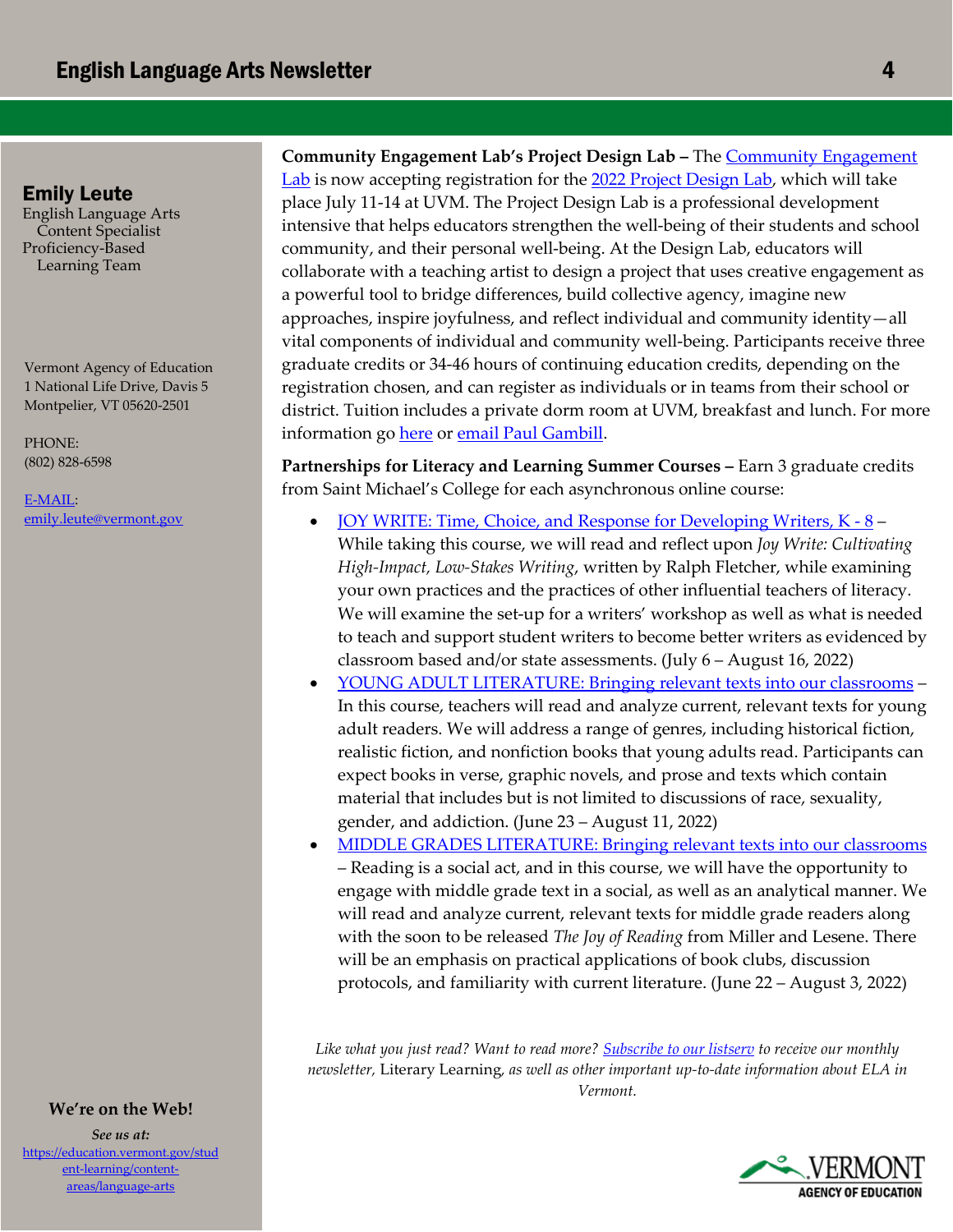**Emily Leute**
English Language Arts Content Specialist
Proficiency-Based Learning Team

Vermont Agency of Education
1 National Life Drive, Davis 5
Montpelier, VT 05620-2501

PHONE:
(802) 828-6598

E-MAIL:
emily.leute@vermont.gov

**Community Engagement Lab's Project Design Lab –** The Community Engagement Lab is now accepting registration for the 2022 Project Design Lab, which will take place July 11-14 at UVM. The Project Design Lab is a professional development intensive that helps educators strengthen the well-being of their students and school community, and their personal well-being. At the Design Lab, educators will collaborate with a teaching artist to design a project that uses creative engagement as a powerful tool to bridge differences, build collective agency, imagine new approaches, inspire joyfulness, and reflect individual and community identity—all vital components of individual and community well-being. Participants receive three graduate credits or 34-46 hours of continuing education credits, depending on the registration chosen, and can register as individuals or in teams from their school or district. Tuition includes a private dorm room at UVM, breakfast and lunch. For more information go here or email Paul Gambill.

**Partnerships for Literacy and Learning Summer Courses –** Earn 3 graduate credits from Saint Michael's College for each asynchronous online course:

- JOY WRITE: Time, Choice, and Response for Developing Writers, K - 8 – While taking this course, we will read and reflect upon *Joy Write: Cultivating High-Impact, Low-Stakes Writing*, written by Ralph Fletcher, while examining your own practices and the practices of other influential teachers of literacy. We will examine the set-up for a writers' workshop as well as what is needed to teach and support student writers to become better writers as evidenced by classroom based and/or state assessments. (July 6 – August 16, 2022)
- YOUNG ADULT LITERATURE: Bringing relevant texts into our classrooms – In this course, teachers will read and analyze current, relevant texts for young adult readers. We will address a range of genres, including historical fiction, realistic fiction, and nonfiction books that young adults read. Participants can expect books in verse, graphic novels, and prose and texts which contain material that includes but is not limited to discussions of race, sexuality, gender, and addiction. (June 23 – August 11, 2022)
- MIDDLE GRADES LITERATURE: Bringing relevant texts into our classrooms – Reading is a social act, and in this course, we will have the opportunity to engage with middle grade text in a social, as well as an analytical manner. We will read and analyze current, relevant texts for middle grade readers along with the soon to be released *The Joy of Reading* from Miller and Lesene. There will be an emphasis on practical applications of book clubs, discussion protocols, and familiarity with current literature. (June 22 – August 3, 2022)

*Like what you just read? Want to read more? Subscribe to our listserv to receive our monthly newsletter,* Literary Learning, *as well as other important up-to-date information about ELA in Vermont.*

**We're on the Web!**

***See us at:***
https://education.vermont.gov/student-learning/content-areas/language-arts

VERMONT AGENCY OF EDUCATION